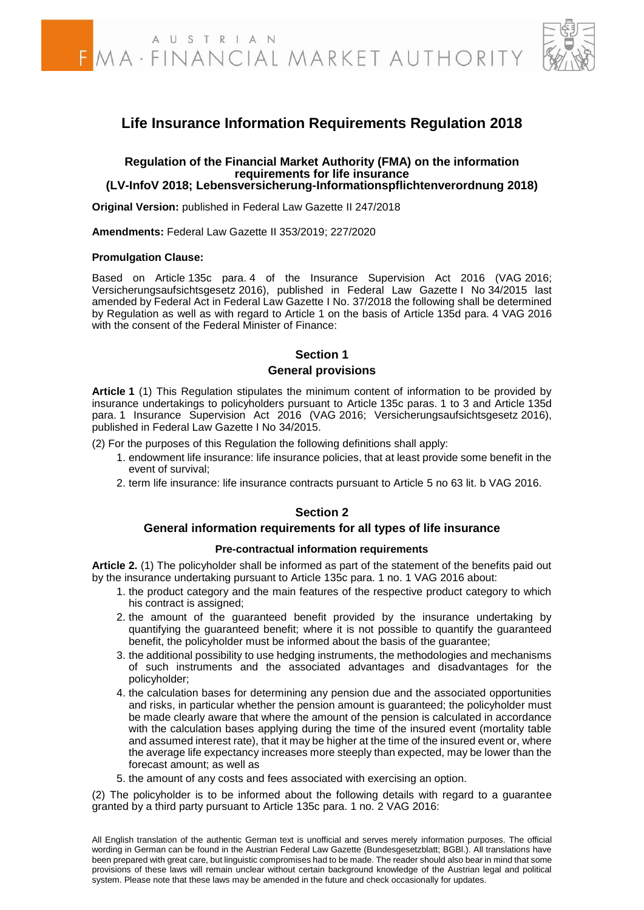# Life Insurance Information Requirements Regulation 2018

## Regulation of the Financial Market Authority (FMA) on the information requirements for life insurance (LV-InfoV 2018; Lebensversicherung-Informationspflichtenverordnung 2018)

**Original Version:** published in Federal Law Gazette II 247/2018

**Amendments:** Federal Law Gazette II 353/2019; 227/2020

**Promulgation Clause:**

Based on Article 135c para. 4 of the Insurance Supervision Act 2016 (VAG 2016; Versicherungsaufsichtsgesetz 2016), published in Federal Law Gazette I No 34/2015 last amended by Federal Act in Federal Law Gazette I No. 37/2018 the following shall be determined by Regulation as well as with regard to Article 1 on the basis of Article 135d para. 4 VAG 2016 with the consent of the Federal Minister of Finance:

## Section 1
## General provisions

**Article 1** (1) This Regulation stipulates the minimum content of information to be provided by insurance undertakings to policyholders pursuant to Article 135c paras. 1 to 3 and Article 135d para. 1 Insurance Supervision Act 2016 (VAG 2016; Versicherungsaufsichtsgesetz 2016), published in Federal Law Gazette I No 34/2015.

(2) For the purposes of this Regulation the following definitions shall apply:

1. endowment life insurance: life insurance policies, that at least provide some benefit in the event of survival;
2. term life insurance: life insurance contracts pursuant to Article 5 no 63 lit. b VAG 2016.

## Section 2
## General information requirements for all types of life insurance

### Pre-contractual information requirements

**Article 2.** (1) The policyholder shall be informed as part of the statement of the benefits paid out by the insurance undertaking pursuant to Article 135c para. 1 no. 1 VAG 2016 about:

1. the product category and the main features of the respective product category to which his contract is assigned;
2. the amount of the guaranteed benefit provided by the insurance undertaking by quantifying the guaranteed benefit; where it is not possible to quantify the guaranteed benefit, the policyholder must be informed about the basis of the guarantee;
3. the additional possibility to use hedging instruments, the methodologies and mechanisms of such instruments and the associated advantages and disadvantages for the policyholder;
4. the calculation bases for determining any pension due and the associated opportunities and risks, in particular whether the pension amount is guaranteed; the policyholder must be made clearly aware that where the amount of the pension is calculated in accordance with the calculation bases applying during the time of the insured event (mortality table and assumed interest rate), that it may be higher at the time of the insured event or, where the average life expectancy increases more steeply than expected, may be lower than the forecast amount; as well as
5. the amount of any costs and fees associated with exercising an option.

(2) The policyholder is to be informed about the following details with regard to a guarantee granted by a third party pursuant to Article 135c para. 1 no. 2 VAG 2016:

All English translation of the authentic German text is unofficial and serves merely information purposes. The official wording in German can be found in the Austrian Federal Law Gazette (Bundesgesetzblatt; BGBl.). All translations have been prepared with great care, but linguistic compromises had to be made. The reader should also bear in mind that some provisions of these laws will remain unclear without certain background knowledge of the Austrian legal and political system. Please note that these laws may be amended in the future and check occasionally for updates.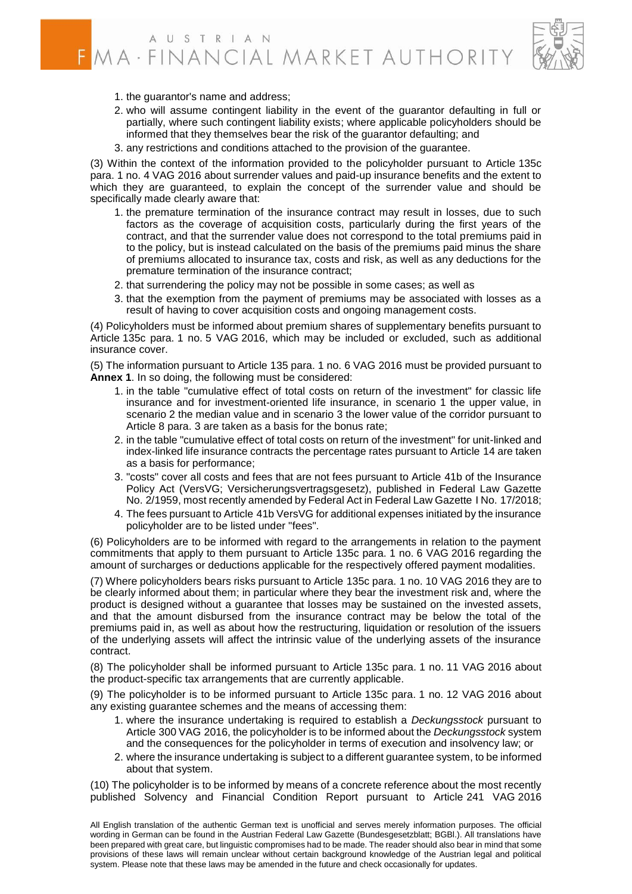1. the guarantor's name and address;
2. who will assume contingent liability in the event of the guarantor defaulting in full or partially, where such contingent liability exists; where applicable policyholders should be informed that they themselves bear the risk of the guarantor defaulting; and
3. any restrictions and conditions attached to the provision of the guarantee.

(3) Within the context of the information provided to the policyholder pursuant to Article 135c para. 1 no. 4 VAG 2016 about surrender values and paid-up insurance benefits and the extent to which they are guaranteed, to explain the concept of the surrender value and should be specifically made clearly aware that:

1. the premature termination of the insurance contract may result in losses, due to such factors as the coverage of acquisition costs, particularly during the first years of the contract, and that the surrender value does not correspond to the total premiums paid in to the policy, but is instead calculated on the basis of the premiums paid minus the share of premiums allocated to insurance tax, costs and risk, as well as any deductions for the premature termination of the insurance contract;
2. that surrendering the policy may not be possible in some cases; as well as
3. that the exemption from the payment of premiums may be associated with losses as a result of having to cover acquisition costs and ongoing management costs.

(4) Policyholders must be informed about premium shares of supplementary benefits pursuant to Article 135c para. 1 no. 5 VAG 2016, which may be included or excluded, such as additional insurance cover.

(5) The information pursuant to Article 135 para. 1 no. 6 VAG 2016 must be provided pursuant to **Annex 1**. In so doing, the following must be considered:

1. in the table "cumulative effect of total costs on return of the investment" for classic life insurance and for investment-oriented life insurance, in scenario 1 the upper value, in scenario 2 the median value and in scenario 3 the lower value of the corridor pursuant to Article 8 para. 3 are taken as a basis for the bonus rate;
2. in the table "cumulative effect of total costs on return of the investment" for unit-linked and index-linked life insurance contracts the percentage rates pursuant to Article 14 are taken as a basis for performance;
3. "costs" cover all costs and fees that are not fees pursuant to Article 41b of the Insurance Policy Act (VersVG; Versicherungsvertragsgesetz), published in Federal Law Gazette No. 2/1959, most recently amended by Federal Act in Federal Law Gazette I No. 17/2018;
4. The fees pursuant to Article 41b VersVG for additional expenses initiated by the insurance policyholder are to be listed under "fees".

(6) Policyholders are to be informed with regard to the arrangements in relation to the payment commitments that apply to them pursuant to Article 135c para. 1 no. 6 VAG 2016 regarding the amount of surcharges or deductions applicable for the respectively offered payment modalities.

(7) Where policyholders bears risks pursuant to Article 135c para. 1 no. 10 VAG 2016 they are to be clearly informed about them; in particular where they bear the investment risk and, where the product is designed without a guarantee that losses may be sustained on the invested assets, and that the amount disbursed from the insurance contract may be below the total of the premiums paid in, as well as about how the restructuring, liquidation or resolution of the issuers of the underlying assets will affect the intrinsic value of the underlying assets of the insurance contract.

(8) The policyholder shall be informed pursuant to Article 135c para. 1 no. 11 VAG 2016 about the product-specific tax arrangements that are currently applicable.

(9) The policyholder is to be informed pursuant to Article 135c para. 1 no. 12 VAG 2016 about any existing guarantee schemes and the means of accessing them:

1. where the insurance undertaking is required to establish a *Deckungsstock* pursuant to Article 300 VAG 2016, the policyholder is to be informed about the *Deckungsstock* system and the consequences for the policyholder in terms of execution and insolvency law; or
2. where the insurance undertaking is subject to a different guarantee system, to be informed about that system.

(10) The policyholder is to be informed by means of a concrete reference about the most recently published Solvency and Financial Condition Report pursuant to Article 241 VAG 2016

All English translation of the authentic German text is unofficial and serves merely information purposes. The official wording in German can be found in the Austrian Federal Law Gazette (Bundesgesetzblatt; BGBl.). All translations have been prepared with great care, but linguistic compromises had to be made. The reader should also bear in mind that some provisions of these laws will remain unclear without certain background knowledge of the Austrian legal and political system. Please note that these laws may be amended in the future and check occasionally for updates.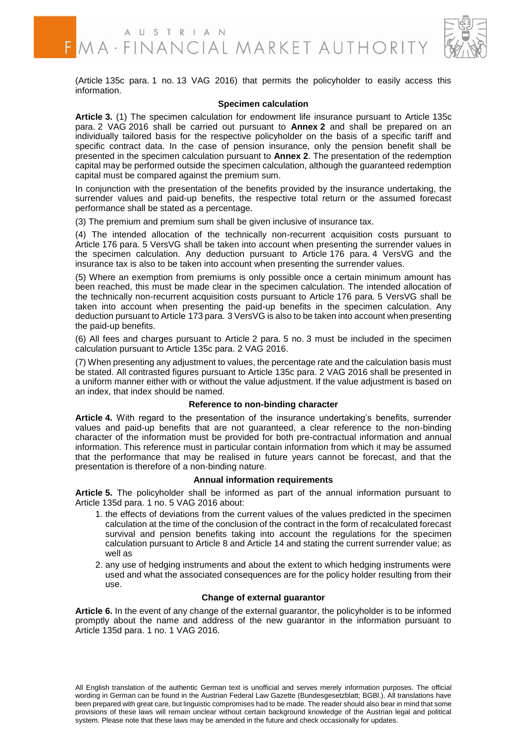(Article 135c para. 1 no. 13 VAG 2016) that permits the policyholder to easily access this information.

### Specimen calculation

**Article 3.** (1) The specimen calculation for endowment life insurance pursuant to Article 135c para. 2 VAG 2016 shall be carried out pursuant to **Annex 2** and shall be prepared on an individually tailored basis for the respective policyholder on the basis of a specific tariff and specific contract data. In the case of pension insurance, only the pension benefit shall be presented in the specimen calculation pursuant to **Annex 2**. The presentation of the redemption capital may be performed outside the specimen calculation, although the guaranteed redemption capital must be compared against the premium sum.

In conjunction with the presentation of the benefits provided by the insurance undertaking, the surrender values and paid-up benefits, the respective total return or the assumed forecast performance shall be stated as a percentage.

(3) The premium and premium sum shall be given inclusive of insurance tax.

(4) The intended allocation of the technically non-recurrent acquisition costs pursuant to Article 176 para. 5 VersVG shall be taken into account when presenting the surrender values in the specimen calculation. Any deduction pursuant to Article 176 para. 4 VersVG and the insurance tax is also to be taken into account when presenting the surrender values.

(5) Where an exemption from premiums is only possible once a certain minimum amount has been reached, this must be made clear in the specimen calculation. The intended allocation of the technically non-recurrent acquisition costs pursuant to Article 176 para. 5 VersVG shall be taken into account when presenting the paid-up benefits in the specimen calculation. Any deduction pursuant to Article 173 para. 3 VersVG is also to be taken into account when presenting the paid-up benefits.

(6) All fees and charges pursuant to Article 2 para. 5 no. 3 must be included in the specimen calculation pursuant to Article 135c para. 2 VAG 2016.

(7) When presenting any adjustment to values, the percentage rate and the calculation basis must be stated. All contrasted figures pursuant to Article 135c para. 2 VAG 2016 shall be presented in a uniform manner either with or without the value adjustment. If the value adjustment is based on an index, that index should be named.

### Reference to non-binding character

**Article 4.** With regard to the presentation of the insurance undertaking's benefits, surrender values and paid-up benefits that are not guaranteed, a clear reference to the non-binding character of the information must be provided for both pre-contractual information and annual information. This reference must in particular contain information from which it may be assumed that the performance that may be realised in future years cannot be forecast, and that the presentation is therefore of a non-binding nature.

### Annual information requirements

**Article 5.** The policyholder shall be informed as part of the annual information pursuant to Article 135d para. 1 no. 5 VAG 2016 about:

1. the effects of deviations from the current values of the values predicted in the specimen calculation at the time of the conclusion of the contract in the form of recalculated forecast survival and pension benefits taking into account the regulations for the specimen calculation pursuant to Article 8 and Article 14 and stating the current surrender value; as well as
2. any use of hedging instruments and about the extent to which hedging instruments were used and what the associated consequences are for the policy holder resulting from their use.

### Change of external guarantor

**Article 6.** In the event of any change of the external guarantor, the policyholder is to be informed promptly about the name and address of the new guarantor in the information pursuant to Article 135d para. 1 no. 1 VAG 2016.

All English translation of the authentic German text is unofficial and serves merely information purposes. The official wording in German can be found in the Austrian Federal Law Gazette (Bundesgesetzblatt; BGBl.). All translations have been prepared with great care, but linguistic compromises had to be made. The reader should also bear in mind that some provisions of these laws will remain unclear without certain background knowledge of the Austrian legal and political system. Please note that these laws may be amended in the future and check occasionally for updates.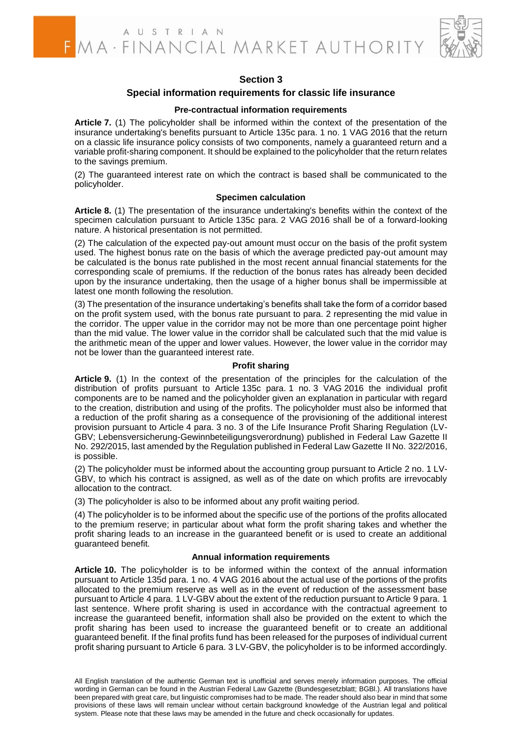## Section 3

### Special information requirements for classic life insurance

#### Pre-contractual information requirements

**Article 7.** (1) The policyholder shall be informed within the context of the presentation of the insurance undertaking's benefits pursuant to Article 135c para. 1 no. 1 VAG 2016 that the return on a classic life insurance policy consists of two components, namely a guaranteed return and a variable profit-sharing component. It should be explained to the policyholder that the return relates to the savings premium.

(2) The guaranteed interest rate on which the contract is based shall be communicated to the policyholder.

#### Specimen calculation

**Article 8.** (1) The presentation of the insurance undertaking's benefits within the context of the specimen calculation pursuant to Article 135c para. 2 VAG 2016 shall be of a forward-looking nature. A historical presentation is not permitted.

(2) The calculation of the expected pay-out amount must occur on the basis of the profit system used. The highest bonus rate on the basis of which the average predicted pay-out amount may be calculated is the bonus rate published in the most recent annual financial statements for the corresponding scale of premiums. If the reduction of the bonus rates has already been decided upon by the insurance undertaking, then the usage of a higher bonus shall be impermissible at latest one month following the resolution.

(3) The presentation of the insurance undertaking's benefits shall take the form of a corridor based on the profit system used, with the bonus rate pursuant to para. 2 representing the mid value in the corridor. The upper value in the corridor may not be more than one percentage point higher than the mid value. The lower value in the corridor shall be calculated such that the mid value is the arithmetic mean of the upper and lower values. However, the lower value in the corridor may not be lower than the guaranteed interest rate.

#### Profit sharing

**Article 9.** (1) In the context of the presentation of the principles for the calculation of the distribution of profits pursuant to Article 135c para. 1 no. 3 VAG 2016 the individual profit components are to be named and the policyholder given an explanation in particular with regard to the creation, distribution and using of the profits. The policyholder must also be informed that a reduction of the profit sharing as a consequence of the provisioning of the additional interest provision pursuant to Article 4 para. 3 no. 3 of the Life Insurance Profit Sharing Regulation (LV-GBV; Lebensversicherung-Gewinnbeteiligungsverordnung) published in Federal Law Gazette II No. 292/2015, last amended by the Regulation published in Federal Law Gazette II No. 322/2016, is possible.

(2) The policyholder must be informed about the accounting group pursuant to Article 2 no. 1 LV-GBV, to which his contract is assigned, as well as of the date on which profits are irrevocably allocation to the contract.

(3) The policyholder is also to be informed about any profit waiting period.

(4) The policyholder is to be informed about the specific use of the portions of the profits allocated to the premium reserve; in particular about what form the profit sharing takes and whether the profit sharing leads to an increase in the guaranteed benefit or is used to create an additional guaranteed benefit.

#### Annual information requirements

**Article 10.** The policyholder is to be informed within the context of the annual information pursuant to Article 135d para. 1 no. 4 VAG 2016 about the actual use of the portions of the profits allocated to the premium reserve as well as in the event of reduction of the assessment base pursuant to Article 4 para. 1 LV-GBV about the extent of the reduction pursuant to Article 9 para. 1 last sentence. Where profit sharing is used in accordance with the contractual agreement to increase the guaranteed benefit, information shall also be provided on the extent to which the profit sharing has been used to increase the guaranteed benefit or to create an additional guaranteed benefit. If the final profits fund has been released for the purposes of individual current profit sharing pursuant to Article 6 para. 3 LV-GBV, the policyholder is to be informed accordingly.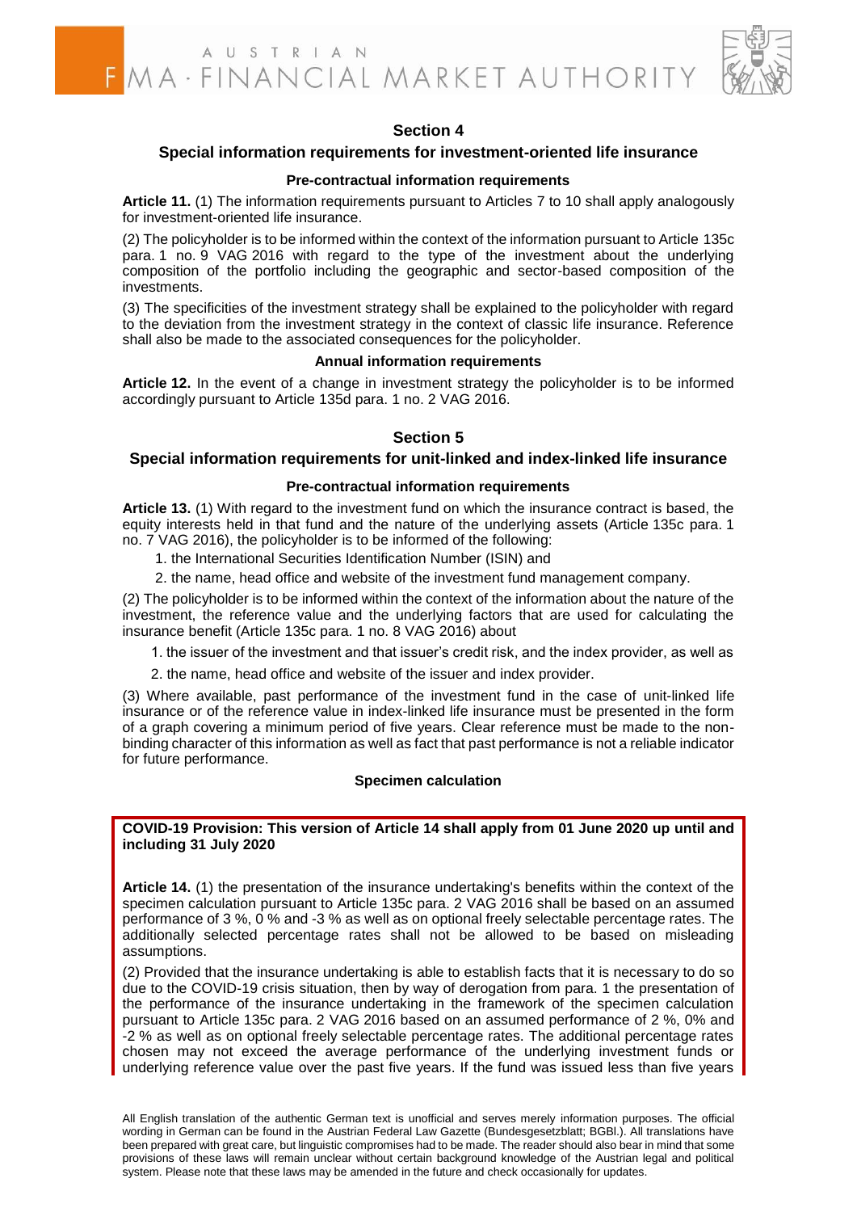## Section 4

### Special information requirements for investment-oriented life insurance

#### Pre-contractual information requirements

**Article 11.** (1) The information requirements pursuant to Articles 7 to 10 shall apply analogously for investment-oriented life insurance.

(2) The policyholder is to be informed within the context of the information pursuant to Article 135c para. 1 no. 9 VAG 2016 with regard to the type of the investment about the underlying composition of the portfolio including the geographic and sector-based composition of the investments.

(3) The specificities of the investment strategy shall be explained to the policyholder with regard to the deviation from the investment strategy in the context of classic life insurance. Reference shall also be made to the associated consequences for the policyholder.

#### Annual information requirements

**Article 12.** In the event of a change in investment strategy the policyholder is to be informed accordingly pursuant to Article 135d para. 1 no. 2 VAG 2016.

## Section 5

### Special information requirements for unit-linked and index-linked life insurance

#### Pre-contractual information requirements

**Article 13.** (1) With regard to the investment fund on which the insurance contract is based, the equity interests held in that fund and the nature of the underlying assets (Article 135c para. 1 no. 7 VAG 2016), the policyholder is to be informed of the following:

1. the International Securities Identification Number (ISIN) and
2. the name, head office and website of the investment fund management company.

(2) The policyholder is to be informed within the context of the information about the nature of the investment, the reference value and the underlying factors that are used for calculating the insurance benefit (Article 135c para. 1 no. 8 VAG 2016) about

1. the issuer of the investment and that issuer's credit risk, and the index provider, as well as
2. the name, head office and website of the issuer and index provider.

(3) Where available, past performance of the investment fund in the case of unit-linked life insurance or of the reference value in index-linked life insurance must be presented in the form of a graph covering a minimum period of five years. Clear reference must be made to the non-binding character of this information as well as fact that past performance is not a reliable indicator for future performance.

#### Specimen calculation

**COVID-19 Provision: This version of Article 14 shall apply from 01 June 2020 up until and including 31 July 2020**

**Article 14.** (1) the presentation of the insurance undertaking's benefits within the context of the specimen calculation pursuant to Article 135c para. 2 VAG 2016 shall be based on an assumed performance of 3 %, 0 % and -3 % as well as on optional freely selectable percentage rates. The additionally selected percentage rates shall not be allowed to be based on misleading assumptions.

(2) Provided that the insurance undertaking is able to establish facts that it is necessary to do so due to the COVID-19 crisis situation, then by way of derogation from para. 1 the presentation of the performance of the insurance undertaking in the framework of the specimen calculation pursuant to Article 135c para. 2 VAG 2016 based on an assumed performance of 2 %, 0% and -2 % as well as on optional freely selectable percentage rates. The additional percentage rates chosen may not exceed the average performance of the underlying investment funds or underlying reference value over the past five years. If the fund was issued less than five years

All English translation of the authentic German text is unofficial and serves merely information purposes. The official wording in German can be found in the Austrian Federal Law Gazette (Bundesgesetzblatt; BGBl.). All translations have been prepared with great care, but linguistic compromises had to be made. The reader should also bear in mind that some provisions of these laws will remain unclear without certain background knowledge of the Austrian legal and political system. Please note that these laws may be amended in the future and check occasionally for updates.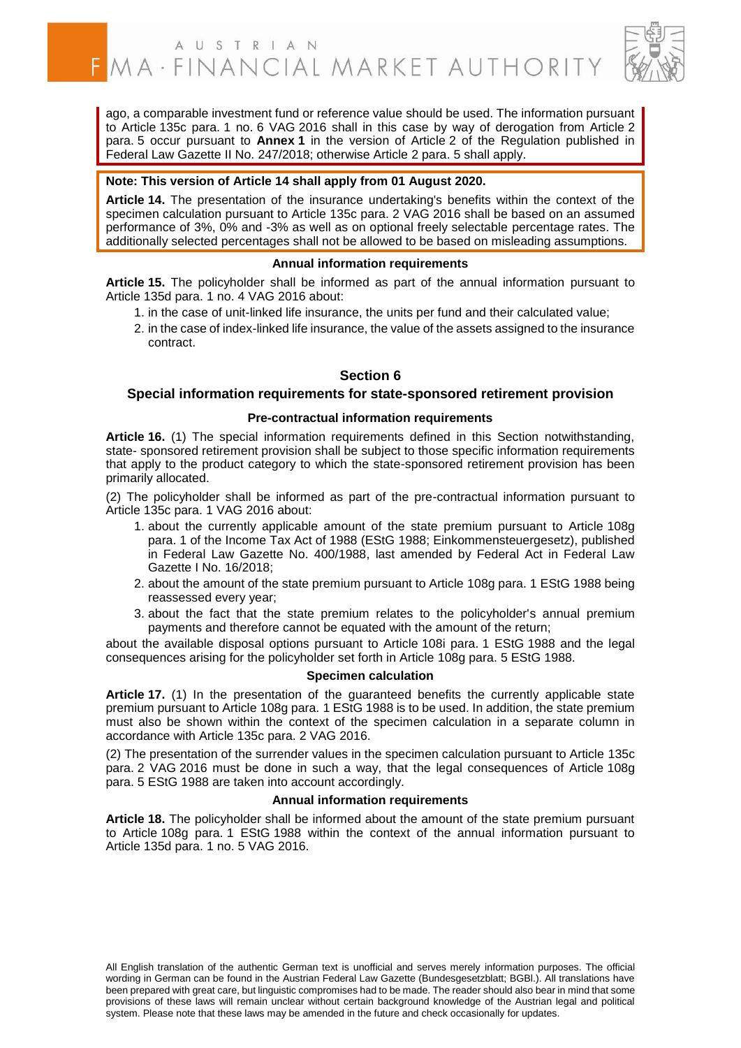ago, a comparable investment fund or reference value should be used. The information pursuant to Article 135c para. 1 no. 6 VAG 2016 shall in this case by way of derogation from Article 2 para. 5 occur pursuant to **Annex 1** in the version of Article 2 of the Regulation published in Federal Law Gazette II No. 247/2018; otherwise Article 2 para. 5 shall apply.

**Note: This version of Article 14 shall apply from 01 August 2020.**

**Article 14.** The presentation of the insurance undertaking's benefits within the context of the specimen calculation pursuant to Article 135c para. 2 VAG 2016 shall be based on an assumed performance of 3%, 0% and -3% as well as on optional freely selectable percentage rates. The additionally selected percentages shall not be allowed to be based on misleading assumptions.

#### Annual information requirements

**Article 15.** The policyholder shall be informed as part of the annual information pursuant to Article 135d para. 1 no. 4 VAG 2016 about:

1. in the case of unit-linked life insurance, the units per fund and their calculated value;
2. in the case of index-linked life insurance, the value of the assets assigned to the insurance contract.

## Section 6

### Special information requirements for state-sponsored retirement provision

#### Pre-contractual information requirements

**Article 16.** (1) The special information requirements defined in this Section notwithstanding, state- sponsored retirement provision shall be subject to those specific information requirements that apply to the product category to which the state-sponsored retirement provision has been primarily allocated.

(2) The policyholder shall be informed as part of the pre-contractual information pursuant to Article 135c para. 1 VAG 2016 about:

1. about the currently applicable amount of the state premium pursuant to Article 108g para. 1 of the Income Tax Act of 1988 (EStG 1988; Einkommensteuergesetz), published in Federal Law Gazette No. 400/1988, last amended by Federal Act in Federal Law Gazette I No. 16/2018;
2. about the amount of the state premium pursuant to Article 108g para. 1 EStG 1988 being reassessed every year;
3. about the fact that the state premium relates to the policyholder's annual premium payments and therefore cannot be equated with the amount of the return;

about the available disposal options pursuant to Article 108i para. 1 EStG 1988 and the legal consequences arising for the policyholder set forth in Article 108g para. 5 EStG 1988.

#### Specimen calculation

**Article 17.** (1) In the presentation of the guaranteed benefits the currently applicable state premium pursuant to Article 108g para. 1 EStG 1988 is to be used. In addition, the state premium must also be shown within the context of the specimen calculation in a separate column in accordance with Article 135c para. 2 VAG 2016.

(2) The presentation of the surrender values in the specimen calculation pursuant to Article 135c para. 2 VAG 2016 must be done in such a way, that the legal consequences of Article 108g para. 5 EStG 1988 are taken into account accordingly.

#### Annual information requirements

**Article 18.** The policyholder shall be informed about the amount of the state premium pursuant to Article 108g para. 1 EStG 1988 within the context of the annual information pursuant to Article 135d para. 1 no. 5 VAG 2016.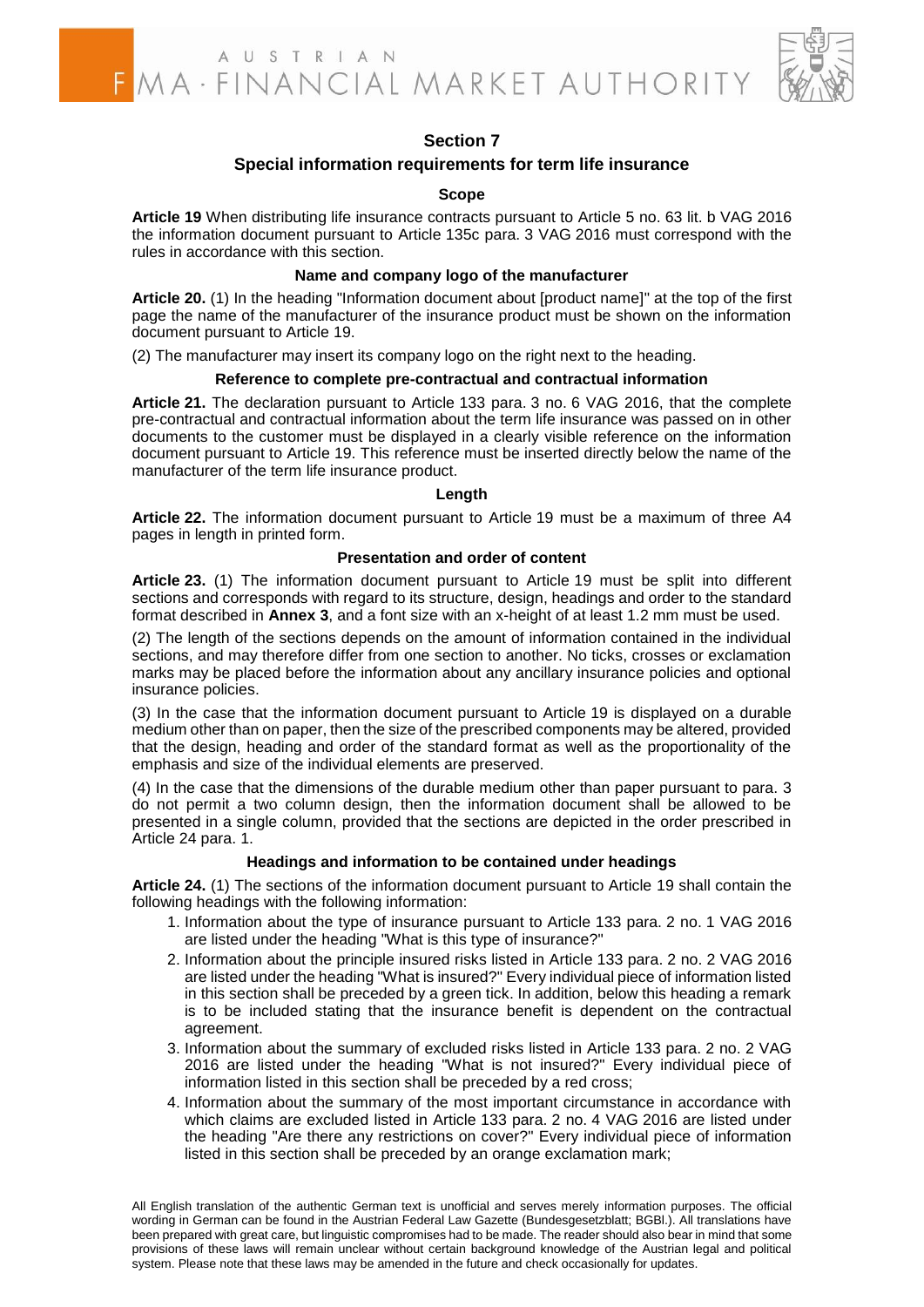## Section 7

## Special information requirements for term life insurance

### Scope

**Article 19** When distributing life insurance contracts pursuant to Article 5 no. 63 lit. b VAG 2016 the information document pursuant to Article 135c para. 3 VAG 2016 must correspond with the rules in accordance with this section.

### Name and company logo of the manufacturer

**Article 20.** (1) In the heading "Information document about [product name]" at the top of the first page the name of the manufacturer of the insurance product must be shown on the information document pursuant to Article 19.

(2) The manufacturer may insert its company logo on the right next to the heading.

### Reference to complete pre-contractual and contractual information

**Article 21.** The declaration pursuant to Article 133 para. 3 no. 6 VAG 2016, that the complete pre-contractual and contractual information about the term life insurance was passed on in other documents to the customer must be displayed in a clearly visible reference on the information document pursuant to Article 19. This reference must be inserted directly below the name of the manufacturer of the term life insurance product.

### Length

**Article 22.** The information document pursuant to Article 19 must be a maximum of three A4 pages in length in printed form.

### Presentation and order of content

**Article 23.** (1) The information document pursuant to Article 19 must be split into different sections and corresponds with regard to its structure, design, headings and order to the standard format described in **Annex 3**, and a font size with an x-height of at least 1.2 mm must be used.

(2) The length of the sections depends on the amount of information contained in the individual sections, and may therefore differ from one section to another. No ticks, crosses or exclamation marks may be placed before the information about any ancillary insurance policies and optional insurance policies.

(3) In the case that the information document pursuant to Article 19 is displayed on a durable medium other than on paper, then the size of the prescribed components may be altered, provided that the design, heading and order of the standard format as well as the proportionality of the emphasis and size of the individual elements are preserved.

(4) In the case that the dimensions of the durable medium other than paper pursuant to para. 3 do not permit a two column design, then the information document shall be allowed to be presented in a single column, provided that the sections are depicted in the order prescribed in Article 24 para. 1.

### Headings and information to be contained under headings

**Article 24.** (1) The sections of the information document pursuant to Article 19 shall contain the following headings with the following information:

1. Information about the type of insurance pursuant to Article 133 para. 2 no. 1 VAG 2016 are listed under the heading "What is this type of insurance?"
2. Information about the principle insured risks listed in Article 133 para. 2 no. 2 VAG 2016 are listed under the heading "What is insured?" Every individual piece of information listed in this section shall be preceded by a green tick. In addition, below this heading a remark is to be included stating that the insurance benefit is dependent on the contractual agreement.
3. Information about the summary of excluded risks listed in Article 133 para. 2 no. 2 VAG 2016 are listed under the heading "What is not insured?" Every individual piece of information listed in this section shall be preceded by a red cross;
4. Information about the summary of the most important circumstance in accordance with which claims are excluded listed in Article 133 para. 2 no. 4 VAG 2016 are listed under the heading "Are there any restrictions on cover?" Every individual piece of information listed in this section shall be preceded by an orange exclamation mark;

All English translation of the authentic German text is unofficial and serves merely information purposes. The official wording in German can be found in the Austrian Federal Law Gazette (Bundesgesetzblatt; BGBl.). All translations have been prepared with great care, but linguistic compromises had to be made. The reader should also bear in mind that some provisions of these laws will remain unclear without certain background knowledge of the Austrian legal and political system. Please note that these laws may be amended in the future and check occasionally for updates.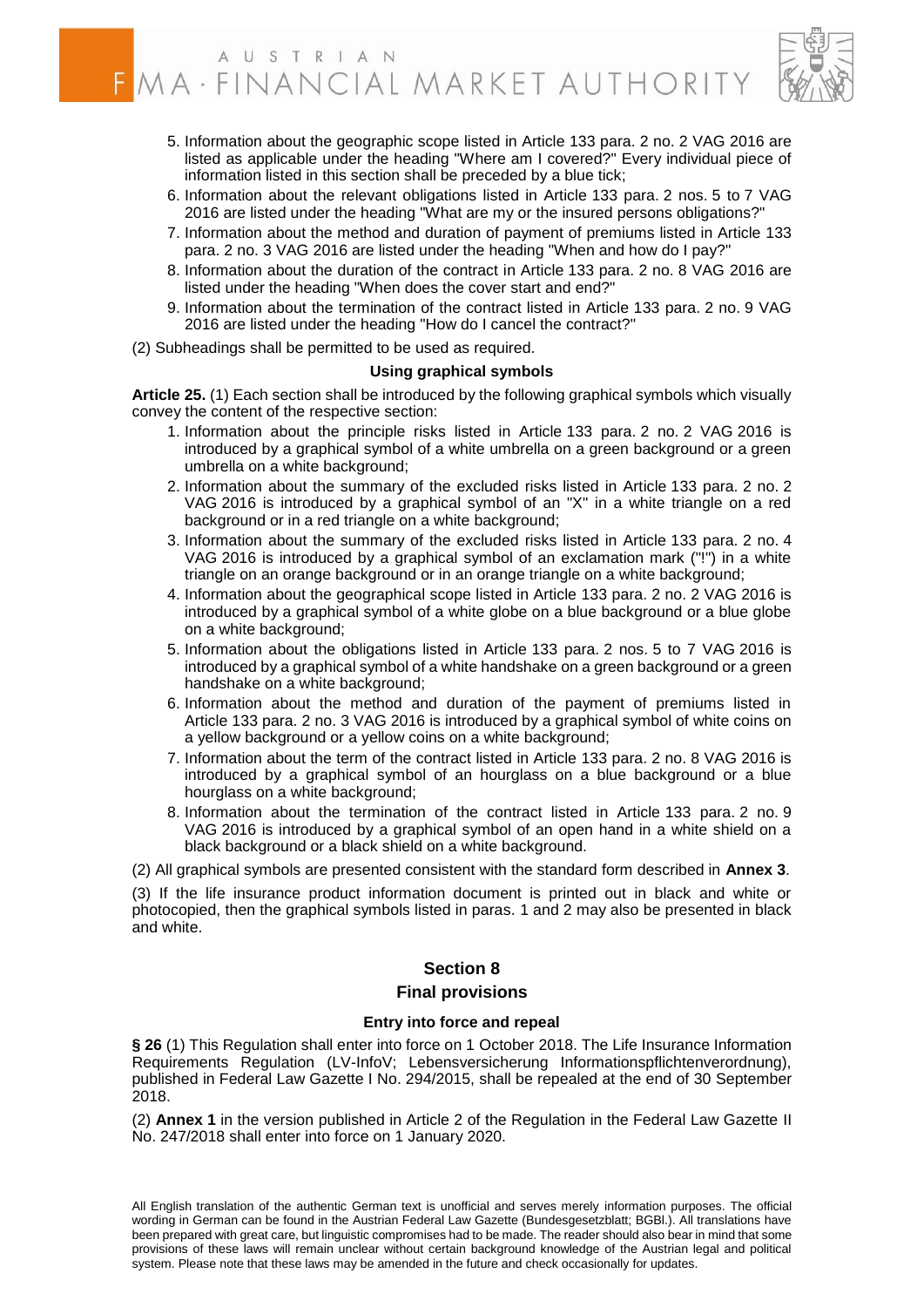5. Information about the geographic scope listed in Article 133 para. 2 no. 2 VAG 2016 are listed as applicable under the heading "Where am I covered?" Every individual piece of information listed in this section shall be preceded by a blue tick;
6. Information about the relevant obligations listed in Article 133 para. 2 nos. 5 to 7 VAG 2016 are listed under the heading "What are my or the insured persons obligations?"
7. Information about the method and duration of payment of premiums listed in Article 133 para. 2 no. 3 VAG 2016 are listed under the heading "When and how do I pay?"
8. Information about the duration of the contract in Article 133 para. 2 no. 8 VAG 2016 are listed under the heading "When does the cover start and end?"
9. Information about the termination of the contract listed in Article 133 para. 2 no. 9 VAG 2016 are listed under the heading "How do I cancel the contract?"

(2) Subheadings shall be permitted to be used as required.

#### Using graphical symbols

**Article 25.** (1) Each section shall be introduced by the following graphical symbols which visually convey the content of the respective section:

1. Information about the principle risks listed in Article 133 para. 2 no. 2 VAG 2016 is introduced by a graphical symbol of a white umbrella on a green background or a green umbrella on a white background;
2. Information about the summary of the excluded risks listed in Article 133 para. 2 no. 2 VAG 2016 is introduced by a graphical symbol of an "X" in a white triangle on a red background or in a red triangle on a white background;
3. Information about the summary of the excluded risks listed in Article 133 para. 2 no. 4 VAG 2016 is introduced by a graphical symbol of an exclamation mark ("!") in a white triangle on an orange background or in an orange triangle on a white background;
4. Information about the geographical scope listed in Article 133 para. 2 no. 2 VAG 2016 is introduced by a graphical symbol of a white globe on a blue background or a blue globe on a white background;
5. Information about the obligations listed in Article 133 para. 2 nos. 5 to 7 VAG 2016 is introduced by a graphical symbol of a white handshake on a green background or a green handshake on a white background;
6. Information about the method and duration of the payment of premiums listed in Article 133 para. 2 no. 3 VAG 2016 is introduced by a graphical symbol of white coins on a yellow background or a yellow coins on a white background;
7. Information about the term of the contract listed in Article 133 para. 2 no. 8 VAG 2016 is introduced by a graphical symbol of an hourglass on a blue background or a blue hourglass on a white background;
8. Information about the termination of the contract listed in Article 133 para. 2 no. 9 VAG 2016 is introduced by a graphical symbol of an open hand in a white shield on a black background or a black shield on a white background.

(2) All graphical symbols are presented consistent with the standard form described in **Annex 3**.

(3) If the life insurance product information document is printed out in black and white or photocopied, then the graphical symbols listed in paras. 1 and 2 may also be presented in black and white.

## Section 8

## Final provisions

#### Entry into force and repeal

**§ 26** (1) This Regulation shall enter into force on 1 October 2018. The Life Insurance Information Requirements Regulation (LV-InfoV; Lebensversicherung Informationspflichtenverordnung), published in Federal Law Gazette I No. 294/2015, shall be repealed at the end of 30 September 2018.

(2) **Annex 1** in the version published in Article 2 of the Regulation in the Federal Law Gazette II No. 247/2018 shall enter into force on 1 January 2020.

All English translation of the authentic German text is unofficial and serves merely information purposes. The official wording in German can be found in the Austrian Federal Law Gazette (Bundesgesetzblatt; BGBl.). All translations have been prepared with great care, but linguistic compromises had to be made. The reader should also bear in mind that some provisions of these laws will remain unclear without certain background knowledge of the Austrian legal and political system. Please note that these laws may be amended in the future and check occasionally for updates.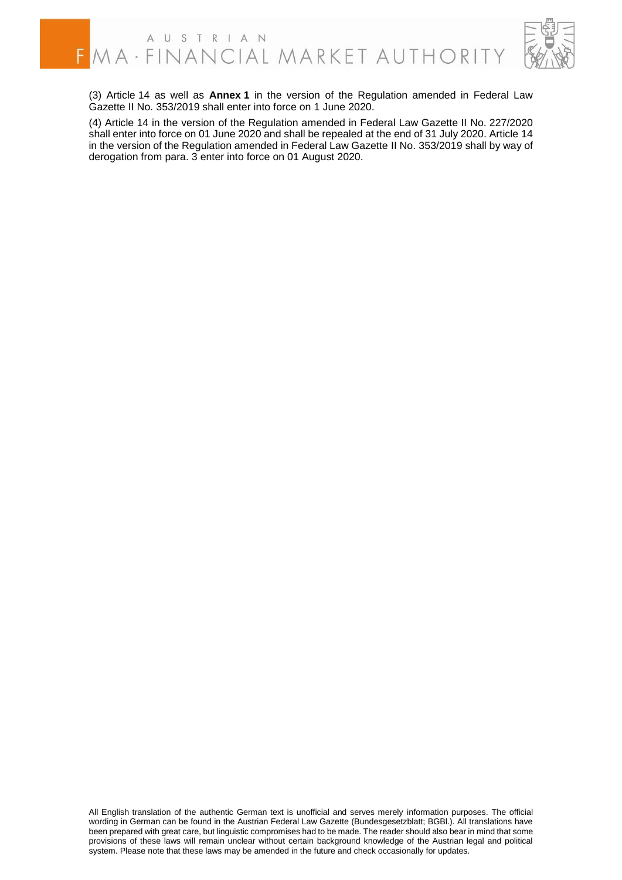(3) Article 14 as well as **Annex 1** in the version of the Regulation amended in Federal Law Gazette II No. 353/2019 shall enter into force on 1 June 2020.

(4) Article 14 in the version of the Regulation amended in Federal Law Gazette II No. 227/2020 shall enter into force on 01 June 2020 and shall be repealed at the end of 31 July 2020. Article 14 in the version of the Regulation amended in Federal Law Gazette II No. 353/2019 shall by way of derogation from para. 3 enter into force on 01 August 2020.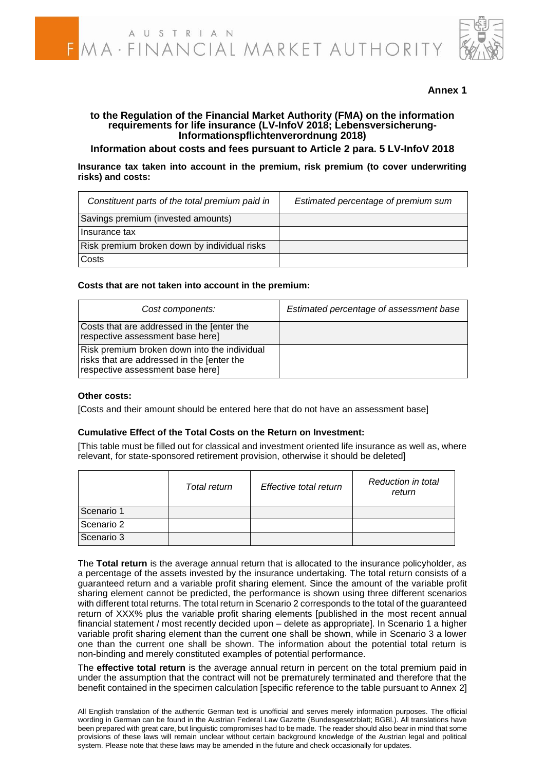**Annex 1**

**to the Regulation of the Financial Market Authority (FMA) on the information requirements for life insurance (LV-InfoV 2018; Lebensversicherung-Informationspflichtenverordnung 2018)**

**Information about costs and fees pursuant to Article 2 para. 5 LV-InfoV 2018**

**Insurance tax taken into account in the premium, risk premium (to cover underwriting risks) and costs:**

| *Constituent parts of the total premium paid in* | *Estimated percentage of premium sum* |
|---|---|
| Savings premium (invested amounts) | |
| Insurance tax | |
| Risk premium broken down by individual risks | |
| Costs | |

**Costs that are not taken into account in the premium:**

| *Cost components:* | *Estimated percentage of assessment base* |
|---|---|
| Costs that are addressed in the [enter the respective assessment base here] | |
| Risk premium broken down into the individual risks that are addressed in the [enter the respective assessment base here] | |

**Other costs:**

[Costs and their amount should be entered here that do not have an assessment base]

**Cumulative Effect of the Total Costs on the Return on Investment:**

[This table must be filled out for classical and investment oriented life insurance as well as, where relevant, for state-sponsored retirement provision, otherwise it should be deleted]

| | *Total return* | *Effective total return* | *Reduction in total return* |
|---|---|---|---|
| Scenario 1 | | | |
| Scenario 2 | | | |
| Scenario 3 | | | |

The **Total return** is the average annual return that is allocated to the insurance policyholder, as a percentage of the assets invested by the insurance undertaking. The total return consists of a guaranteed return and a variable profit sharing element. Since the amount of the variable profit sharing element cannot be predicted, the performance is shown using three different scenarios with different total returns. The total return in Scenario 2 corresponds to the total of the guaranteed return of XXX% plus the variable profit sharing elements [published in the most recent annual financial statement / most recently decided upon – delete as appropriate]. In Scenario 1 a higher variable profit sharing element than the current one shall be shown, while in Scenario 3 a lower one than the current one shall be shown. The information about the potential total return is non-binding and merely constituted examples of potential performance.

The **effective total return** is the average annual return in percent on the total premium paid in under the assumption that the contract will not be prematurely terminated and therefore that the benefit contained in the specimen calculation [specific reference to the table pursuant to Annex 2]

All English translation of the authentic German text is unofficial and serves merely information purposes. The official wording in German can be found in the Austrian Federal Law Gazette (Bundesgesetzblatt; BGBl.). All translations have been prepared with great care, but linguistic compromises had to be made. The reader should also bear in mind that some provisions of these laws will remain unclear without certain background knowledge of the Austrian legal and political system. Please note that these laws may be amended in the future and check occasionally for updates.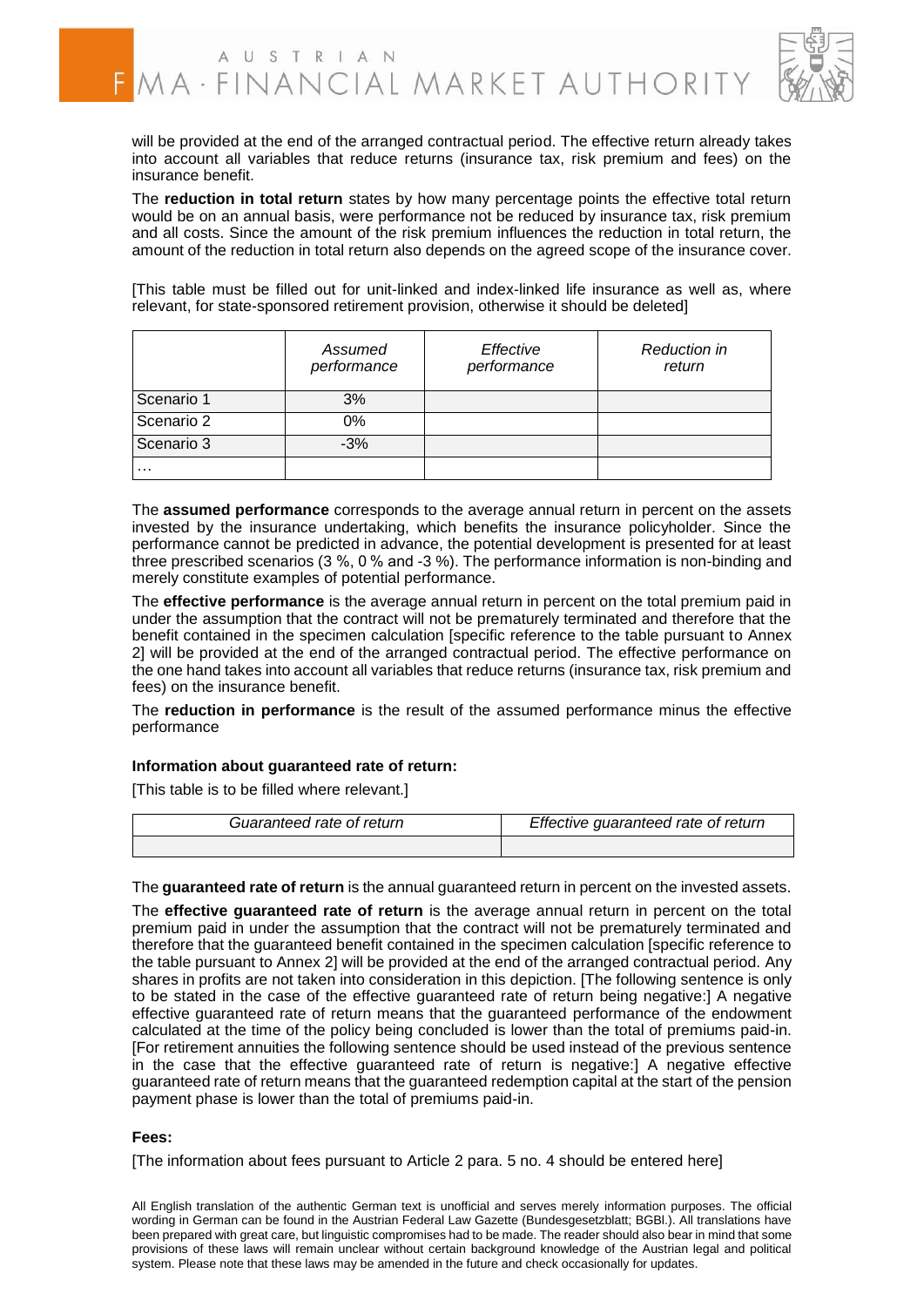will be provided at the end of the arranged contractual period. The effective return already takes into account all variables that reduce returns (insurance tax, risk premium and fees) on the insurance benefit.

The **reduction in total return** states by how many percentage points the effective total return would be on an annual basis, were performance not be reduced by insurance tax, risk premium and all costs. Since the amount of the risk premium influences the reduction in total return, the amount of the reduction in total return also depends on the agreed scope of the insurance cover.

[This table must be filled out for unit-linked and index-linked life insurance as well as, where relevant, for state-sponsored retirement provision, otherwise it should be deleted]

| | *Assumed performance* | *Effective performance* | *Reduction in return* |
|---|---|---|---|
| Scenario 1 | 3% | | |
| Scenario 2 | 0% | | |
| Scenario 3 | -3% | | |
| … | | | |

The **assumed performance** corresponds to the average annual return in percent on the assets invested by the insurance undertaking, which benefits the insurance policyholder. Since the performance cannot be predicted in advance, the potential development is presented for at least three prescribed scenarios (3 %, 0 % and -3 %). The performance information is non-binding and merely constitute examples of potential performance.

The **effective performance** is the average annual return in percent on the total premium paid in under the assumption that the contract will not be prematurely terminated and therefore that the benefit contained in the specimen calculation [specific reference to the table pursuant to Annex 2] will be provided at the end of the arranged contractual period. The effective performance on the one hand takes into account all variables that reduce returns (insurance tax, risk premium and fees) on the insurance benefit.

The **reduction in performance** is the result of the assumed performance minus the effective performance

**Information about guaranteed rate of return:**

[This table is to be filled where relevant.]

| *Guaranteed rate of return* | *Effective guaranteed rate of return* |
|---|---|
| | |

The **guaranteed rate of return** is the annual guaranteed return in percent on the invested assets.

The **effective guaranteed rate of return** is the average annual return in percent on the total premium paid in under the assumption that the contract will not be prematurely terminated and therefore that the guaranteed benefit contained in the specimen calculation [specific reference to the table pursuant to Annex 2] will be provided at the end of the arranged contractual period. Any shares in profits are not taken into consideration in this depiction. [The following sentence is only to be stated in the case of the effective guaranteed rate of return being negative:] A negative effective guaranteed rate of return means that the guaranteed performance of the endowment calculated at the time of the policy being concluded is lower than the total of premiums paid-in. [For retirement annuities the following sentence should be used instead of the previous sentence in the case that the effective guaranteed rate of return is negative:] A negative effective guaranteed rate of return means that the guaranteed redemption capital at the start of the pension payment phase is lower than the total of premiums paid-in.

**Fees:**

[The information about fees pursuant to Article 2 para. 5 no. 4 should be entered here]

All English translation of the authentic German text is unofficial and serves merely information purposes. The official wording in German can be found in the Austrian Federal Law Gazette (Bundesgesetzblatt; BGBl.). All translations have been prepared with great care, but linguistic compromises had to be made. The reader should also bear in mind that some provisions of these laws will remain unclear without certain background knowledge of the Austrian legal and political system. Please note that these laws may be amended in the future and check occasionally for updates.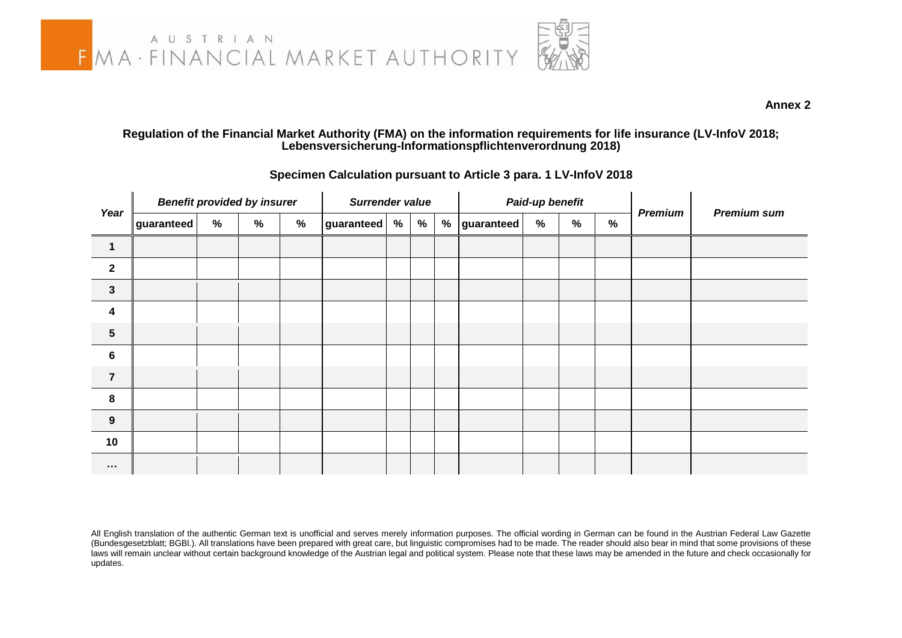**Annex 2**

**Regulation of the Financial Market Authority (FMA) on the information requirements for life insurance (LV-InfoV 2018; Lebensversicherung-Informationspflichtenverordnung 2018)**

**Specimen Calculation pursuant to Article 3 para. 1 LV-InfoV 2018**

| Year | *Benefit provided by insurer* | | | | *Surrender value* | | | | *Paid-up benefit* | | | | *Premium* | *Premium sum* |
|---|---|---|---|---|---|---|---|---|---|---|---|---|---|---|
| | guaranteed | % | % | % | guaranteed | % | % | % | guaranteed | % | % | % | | |
| 1 | | | | | | | | | | | | | | |
| 2 | | | | | | | | | | | | | | |
| 3 | | | | | | | | | | | | | | |
| 4 | | | | | | | | | | | | | | |
| 5 | | | | | | | | | | | | | | |
| 6 | | | | | | | | | | | | | | |
| 7 | | | | | | | | | | | | | | |
| 8 | | | | | | | | | | | | | | |
| 9 | | | | | | | | | | | | | | |
| 10 | | | | | | | | | | | | | | |
| ... | | | | | | | | | | | | | | |

All English translation of the authentic German text is unofficial and serves merely information purposes. The official wording in German can be found in the Austrian Federal Law Gazette (Bundesgesetzblatt; BGBl.). All translations have been prepared with great care, but linguistic compromises had to be made. The reader should also bear in mind that some provisions of these laws will remain unclear without certain background knowledge of the Austrian legal and political system. Please note that these laws may be amended in the future and check occasionally for updates.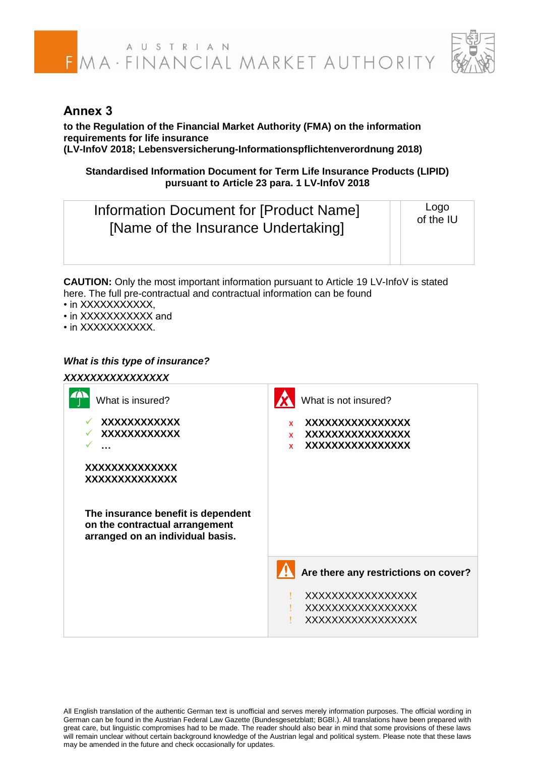## Annex 3

**to the Regulation of the Financial Market Authority (FMA) on the information requirements for life insurance**
**(LV-InfoV 2018; Lebensversicherung-Informationspflichtenverordnung 2018)**

**Standardised Information Document for Term Life Insurance Products (LIPID) pursuant to Article 23 para. 1 LV-InfoV 2018**

| Information Document for [Product Name] [Name of the Insurance Undertaking] | Logo of the IU |
|---|---|

**CAUTION:** Only the most important information pursuant to Article 19 LV-InfoV is stated here. The full pre-contractual and contractual information can be found

- in XXXXXXXXXXX,
- in XXXXXXXXXXX and
- in XXXXXXXXXXX.

***What is this type of insurance?***

***XXXXXXXXXXXXXXXX***

| What is insured? | What is not insured? |
|---|---|
| ✓ **XXXXXXXXXXXX**<br>✓ **XXXXXXXXXXXX**<br>✓ **…**<br><br>**XXXXXXXXXXXXXX**<br>**XXXXXXXXXXXXXX**<br><br>**The insurance benefit is dependent on the contractual arrangement arranged on an individual basis.** | x **XXXXXXXXXXXXXXXX**<br>x **XXXXXXXXXXXXXXXX**<br>x **XXXXXXXXXXXXXXXX**<br><br>**Are there any restrictions on cover?**<br><br>! XXXXXXXXXXXXXXXX<br>! XXXXXXXXXXXXXXXX<br>! XXXXXXXXXXXXXXXX |

All English translation of the authentic German text is unofficial and serves merely information purposes. The official wording in German can be found in the Austrian Federal Law Gazette (Bundesgesetzblatt; BGBl.). All translations have been prepared with great care, but linguistic compromises had to be made. The reader should also bear in mind that some provisions of these laws will remain unclear without certain background knowledge of the Austrian legal and political system. Please note that these laws may be amended in the future and check occasionally for updates.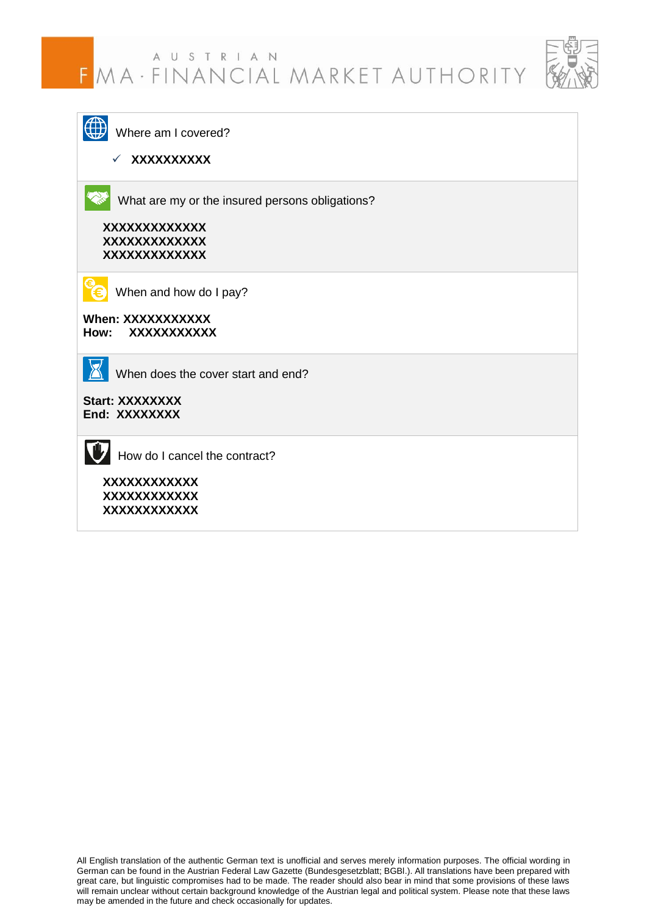Where am I covered?

- ✓ **XXXXXXXXXX**

What are my or the insured persons obligations?

**XXXXXXXXXXXXX**
**XXXXXXXXXXXXX**
**XXXXXXXXXXXXX**

When and how do I pay?

**When: XXXXXXXXXXX**
**How: XXXXXXXXXXX**

When does the cover start and end?

**Start: XXXXXXXX**
**End: XXXXXXXX**

How do I cancel the contract?

**XXXXXXXXXXXX**
**XXXXXXXXXXXX**
**XXXXXXXXXXXX**

All English translation of the authentic German text is unofficial and serves merely information purposes. The official wording in German can be found in the Austrian Federal Law Gazette (Bundesgesetzblatt; BGBl.). All translations have been prepared with great care, but linguistic compromises had to be made. The reader should also bear in mind that some provisions of these laws will remain unclear without certain background knowledge of the Austrian legal and political system. Please note that these laws may be amended in the future and check occasionally for updates.